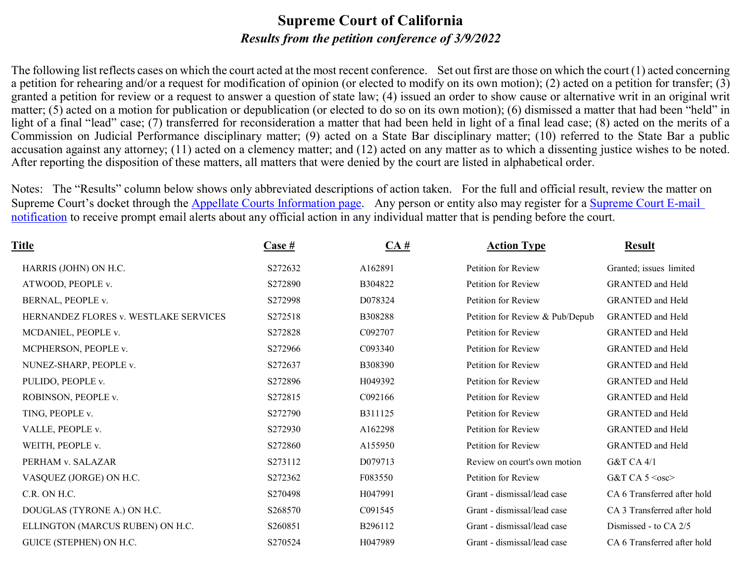# Supreme Court of California

*Results from the petition conference of 3/9/2022*

The following list reflects cases on which the court acted at the most recent conference. Set out first are those on which the court (1) acted concerning a petition for rehearing and/or a request for modification of opinion (or elected to modify on its own motion); (2) acted on a petition for transfer; (3) granted a petition for review or a request to answer a question of state law; (4) issued an order to show cause or alternative writ in an original writ matter; (5) acted on a motion for publication or depublication (or elected to do so on its own motion); (6) dismissed a matter that had been "held" in light of a final "lead" case; (7) transferred for reconsideration a matter that had been held in light of a final lead case; (8) acted on the merits of a Commission on Judicial Performance disciplinary matter; (9) acted on a State Bar disciplinary matter; (10) referred to the State Bar a public accusation against any attorney; (11) acted on a clemency matter; and (12) acted on any matter as to which a dissenting justice wishes to be noted. After reporting the disposition of these matters, all matters that were denied by the court are listed in alphabetical order.

Notes: The "Results" column below shows only abbreviated descriptions of action taken. For the full and official result, review the matter on Supreme Court's docket through the Appellate Courts Information page. Any person or entity also may register for a Supreme Court E-mail notification to receive prompt email alerts about any official action in any individual matter that is pending before the court.

| Title | Case # | CA # | Action Type | Result |
|---|---|---|---|---|
| HARRIS (JOHN) ON H.C. | S272632 | A162891 | Petition for Review | Granted; issues limited |
| ATWOOD, PEOPLE v. | S272890 | B304822 | Petition for Review | GRANTED and Held |
| BERNAL, PEOPLE v. | S272998 | D078324 | Petition for Review | GRANTED and Held |
| HERNANDEZ FLORES v. WESTLAKE SERVICES | S272518 | B308288 | Petition for Review & Pub/Depub | GRANTED and Held |
| MCDANIEL, PEOPLE v. | S272828 | C092707 | Petition for Review | GRANTED and Held |
| MCPHERSON, PEOPLE v. | S272966 | C093340 | Petition for Review | GRANTED and Held |
| NUNEZ-SHARP, PEOPLE v. | S272637 | B308390 | Petition for Review | GRANTED and Held |
| PULIDO, PEOPLE v. | S272896 | H049392 | Petition for Review | GRANTED and Held |
| ROBINSON, PEOPLE v. | S272815 | C092166 | Petition for Review | GRANTED and Held |
| TING, PEOPLE v. | S272790 | B311125 | Petition for Review | GRANTED and Held |
| VALLE, PEOPLE v. | S272930 | A162298 | Petition for Review | GRANTED and Held |
| WEITH, PEOPLE v. | S272860 | A155950 | Petition for Review | GRANTED and Held |
| PERHAM v. SALAZAR | S273112 | D079713 | Review on court's own motion | G&T CA 4/1 |
| VASQUEZ (JORGE) ON H.C. | S272362 | F083550 | Petition for Review | G&T CA 5 <osc> |
| C.R. ON H.C. | S270498 | H047991 | Grant - dismissal/lead case | CA 6 Transferred after hold |
| DOUGLAS (TYRONE A.) ON H.C. | S268570 | C091545 | Grant - dismissal/lead case | CA 3 Transferred after hold |
| ELLINGTON (MARCUS RUBEN) ON H.C. | S260851 | B296112 | Grant - dismissal/lead case | Dismissed - to CA 2/5 |
| GUICE (STEPHEN) ON H.C. | S270524 | H047989 | Grant - dismissal/lead case | CA 6 Transferred after hold |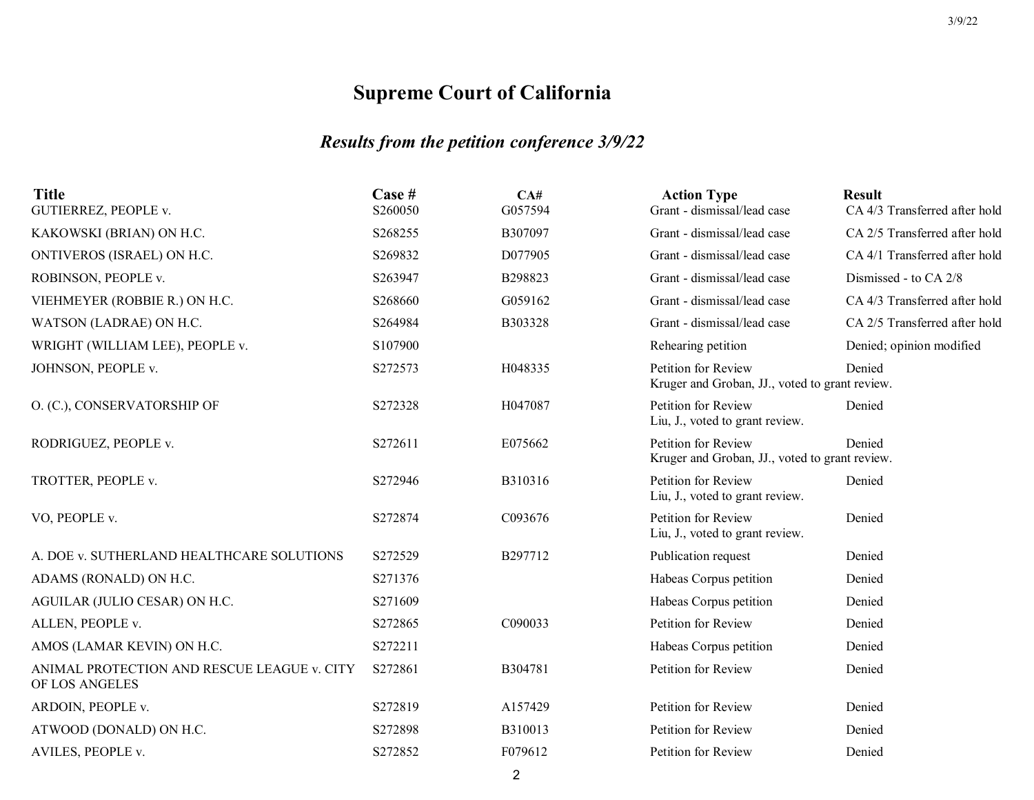# Supreme Court of California

## *Results from the petition conference 3/9/22*

| Title | Case # | CA# | Action Type | Result |
|---|---|---|---|---|
| GUTIERREZ, PEOPLE v. | S260050 | G057594 | Grant - dismissal/lead case | CA 4/3 Transferred after hold |
| KAKOWSKI (BRIAN) ON H.C. | S268255 | B307097 | Grant - dismissal/lead case | CA 2/5 Transferred after hold |
| ONTIVEROS (ISRAEL) ON H.C. | S269832 | D077905 | Grant - dismissal/lead case | CA 4/1 Transferred after hold |
| ROBINSON, PEOPLE v. | S263947 | B298823 | Grant - dismissal/lead case | Dismissed - to CA 2/8 |
| VIEHMEYER (ROBBIE R.) ON H.C. | S268660 | G059162 | Grant - dismissal/lead case | CA 4/3 Transferred after hold |
| WATSON (LADRAE) ON H.C. | S264984 | B303328 | Grant - dismissal/lead case | CA 2/5 Transferred after hold |
| WRIGHT (WILLIAM LEE), PEOPLE v. | S107900 | | Rehearing petition | Denied; opinion modified |
| JOHNSON, PEOPLE v. | S272573 | H048335 | Petition for Review<br>Kruger and Groban, JJ., voted to grant review. | Denied |
| O. (C.), CONSERVATORSHIP OF | S272328 | H047087 | Petition for Review<br>Liu, J., voted to grant review. | Denied |
| RODRIGUEZ, PEOPLE v. | S272611 | E075662 | Petition for Review<br>Kruger and Groban, JJ., voted to grant review. | Denied |
| TROTTER, PEOPLE v. | S272946 | B310316 | Petition for Review<br>Liu, J., voted to grant review. | Denied |
| VO, PEOPLE v. | S272874 | C093676 | Petition for Review<br>Liu, J., voted to grant review. | Denied |
| A. DOE v. SUTHERLAND HEALTHCARE SOLUTIONS | S272529 | B297712 | Publication request | Denied |
| ADAMS (RONALD) ON H.C. | S271376 | | Habeas Corpus petition | Denied |
| AGUILAR (JULIO CESAR) ON H.C. | S271609 | | Habeas Corpus petition | Denied |
| ALLEN, PEOPLE v. | S272865 | C090033 | Petition for Review | Denied |
| AMOS (LAMAR KEVIN) ON H.C. | S272211 | | Habeas Corpus petition | Denied |
| ANIMAL PROTECTION AND RESCUE LEAGUE v. CITY OF LOS ANGELES | S272861 | B304781 | Petition for Review | Denied |
| ARDOIN, PEOPLE v. | S272819 | A157429 | Petition for Review | Denied |
| ATWOOD (DONALD) ON H.C. | S272898 | B310013 | Petition for Review | Denied |
| AVILES, PEOPLE v. | S272852 | F079612 | Petition for Review | Denied |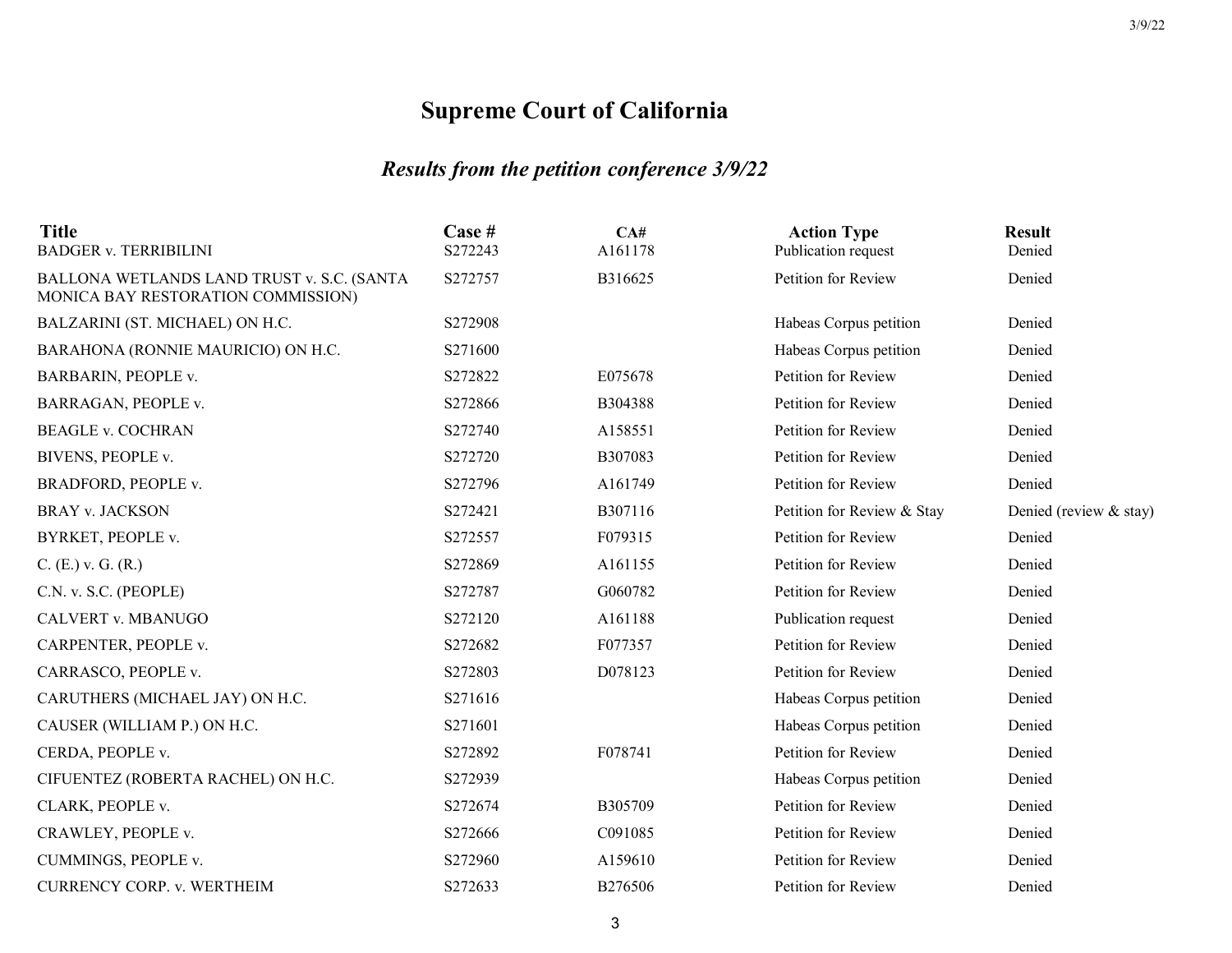# Supreme Court of California

## *Results from the petition conference 3/9/22*

| Title | Case # | CA# | Action Type | Result |
|---|---|---|---|---|
| BADGER v. TERRIBILINI | S272243 | A161178 | Publication request | Denied |
| BALLONA WETLANDS LAND TRUST v. S.C. (SANTA MONICA BAY RESTORATION COMMISSION) | S272757 | B316625 | Petition for Review | Denied |
| BALZARINI (ST. MICHAEL) ON H.C. | S272908 | | Habeas Corpus petition | Denied |
| BARAHONA (RONNIE MAURICIO) ON H.C. | S271600 | | Habeas Corpus petition | Denied |
| BARBARIN, PEOPLE v. | S272822 | E075678 | Petition for Review | Denied |
| BARRAGAN, PEOPLE v. | S272866 | B304388 | Petition for Review | Denied |
| BEAGLE v. COCHRAN | S272740 | A158551 | Petition for Review | Denied |
| BIVENS, PEOPLE v. | S272720 | B307083 | Petition for Review | Denied |
| BRADFORD, PEOPLE v. | S272796 | A161749 | Petition for Review | Denied |
| BRAY v. JACKSON | S272421 | B307116 | Petition for Review & Stay | Denied (review & stay) |
| BYRKET, PEOPLE v. | S272557 | F079315 | Petition for Review | Denied |
| C. (E.) v. G. (R.) | S272869 | A161155 | Petition for Review | Denied |
| C.N. v. S.C. (PEOPLE) | S272787 | G060782 | Petition for Review | Denied |
| CALVERT v. MBANUGO | S272120 | A161188 | Publication request | Denied |
| CARPENTER, PEOPLE v. | S272682 | F077357 | Petition for Review | Denied |
| CARRASCO, PEOPLE v. | S272803 | D078123 | Petition for Review | Denied |
| CARUTHERS (MICHAEL JAY) ON H.C. | S271616 | | Habeas Corpus petition | Denied |
| CAUSER (WILLIAM P.) ON H.C. | S271601 | | Habeas Corpus petition | Denied |
| CERDA, PEOPLE v. | S272892 | F078741 | Petition for Review | Denied |
| CIFUENTEZ (ROBERTA RACHEL) ON H.C. | S272939 | | Habeas Corpus petition | Denied |
| CLARK, PEOPLE v. | S272674 | B305709 | Petition for Review | Denied |
| CRAWLEY, PEOPLE v. | S272666 | C091085 | Petition for Review | Denied |
| CUMMINGS, PEOPLE v. | S272960 | A159610 | Petition for Review | Denied |
| CURRENCY CORP. v. WERTHEIM | S272633 | B276506 | Petition for Review | Denied |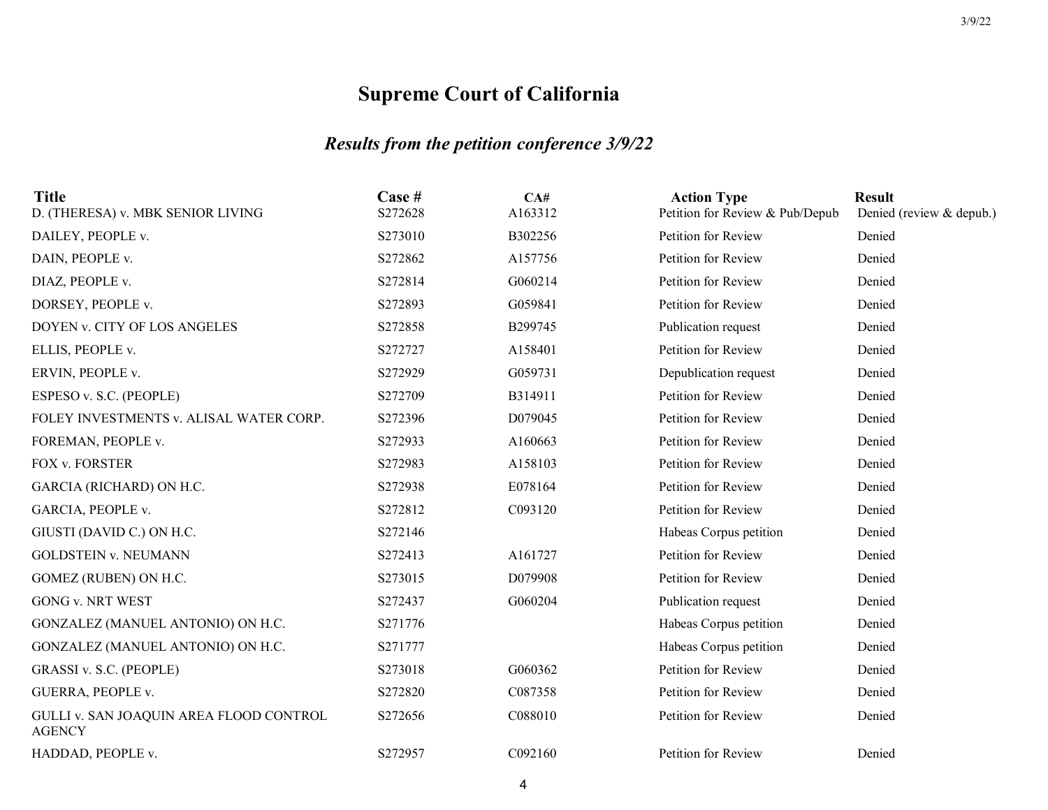# Supreme Court of California

## *Results from the petition conference 3/9/22*

| Title | Case # | CA# | Action Type | Result |
|---|---|---|---|---|
| D. (THERESA) v. MBK SENIOR LIVING | S272628 | A163312 | Petition for Review & Pub/Depub | Denied (review & depub.) |
| DAILEY, PEOPLE v. | S273010 | B302256 | Petition for Review | Denied |
| DAIN, PEOPLE v. | S272862 | A157756 | Petition for Review | Denied |
| DIAZ, PEOPLE v. | S272814 | G060214 | Petition for Review | Denied |
| DORSEY, PEOPLE v. | S272893 | G059841 | Petition for Review | Denied |
| DOYEN v. CITY OF LOS ANGELES | S272858 | B299745 | Publication request | Denied |
| ELLIS, PEOPLE v. | S272727 | A158401 | Petition for Review | Denied |
| ERVIN, PEOPLE v. | S272929 | G059731 | Depublication request | Denied |
| ESPESO v. S.C. (PEOPLE) | S272709 | B314911 | Petition for Review | Denied |
| FOLEY INVESTMENTS v. ALISAL WATER CORP. | S272396 | D079045 | Petition for Review | Denied |
| FOREMAN, PEOPLE v. | S272933 | A160663 | Petition for Review | Denied |
| FOX v. FORSTER | S272983 | A158103 | Petition for Review | Denied |
| GARCIA (RICHARD) ON H.C. | S272938 | E078164 | Petition for Review | Denied |
| GARCIA, PEOPLE v. | S272812 | C093120 | Petition for Review | Denied |
| GIUSTI (DAVID C.) ON H.C. | S272146 | | Habeas Corpus petition | Denied |
| GOLDSTEIN v. NEUMANN | S272413 | A161727 | Petition for Review | Denied |
| GOMEZ (RUBEN) ON H.C. | S273015 | D079908 | Petition for Review | Denied |
| GONG v. NRT WEST | S272437 | G060204 | Publication request | Denied |
| GONZALEZ (MANUEL ANTONIO) ON H.C. | S271776 | | Habeas Corpus petition | Denied |
| GONZALEZ (MANUEL ANTONIO) ON H.C. | S271777 | | Habeas Corpus petition | Denied |
| GRASSI v. S.C. (PEOPLE) | S273018 | G060362 | Petition for Review | Denied |
| GUERRA, PEOPLE v. | S272820 | C087358 | Petition for Review | Denied |
| GULLI v. SAN JOAQUIN AREA FLOOD CONTROL AGENCY | S272656 | C088010 | Petition for Review | Denied |
| HADDAD, PEOPLE v. | S272957 | C092160 | Petition for Review | Denied |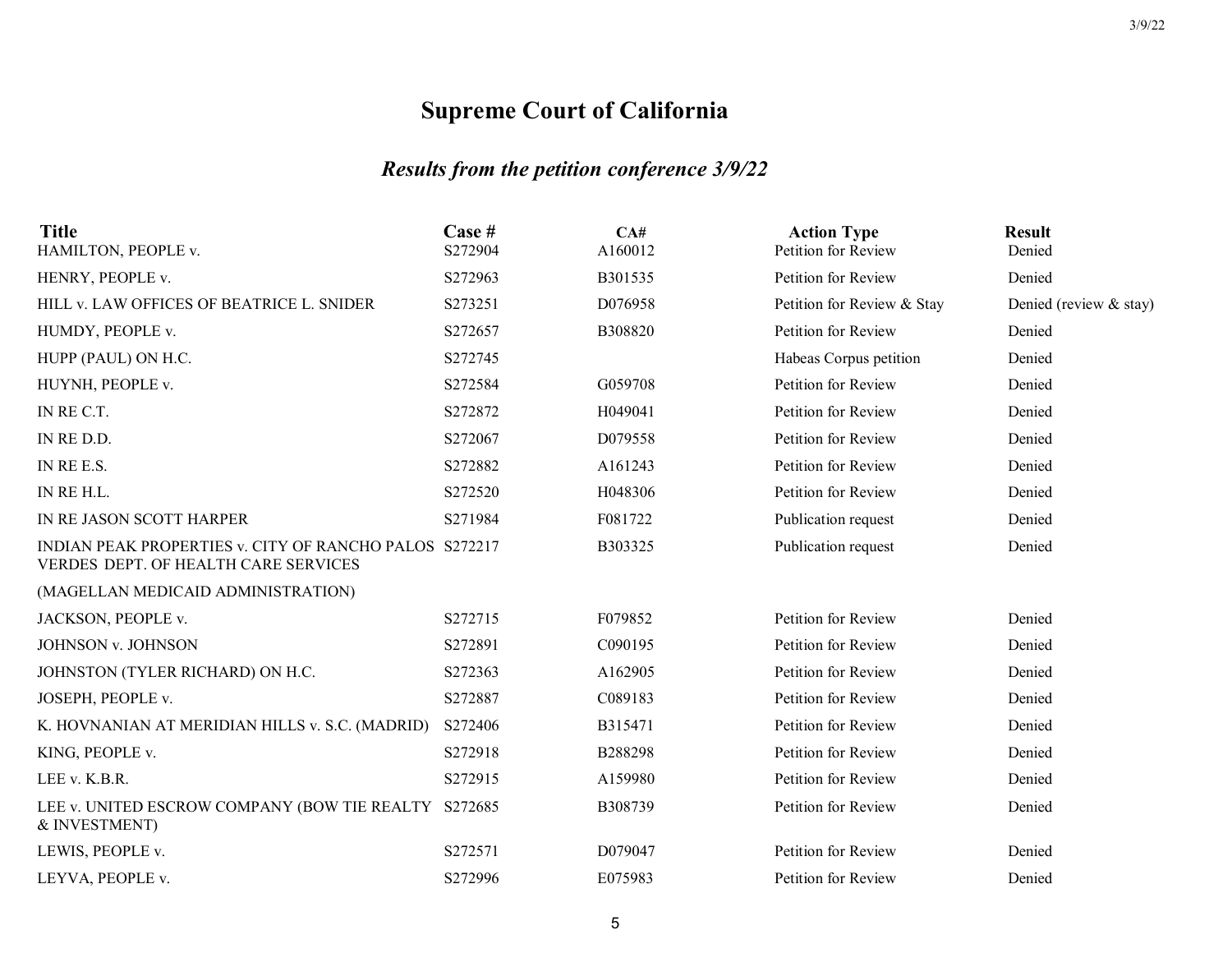# Supreme Court of California

## *Results from the petition conference 3/9/22*

| Title | Case # | CA# | Action Type | Result |
|---|---|---|---|---|
| HAMILTON, PEOPLE v. | S272904 | A160012 | Petition for Review | Denied |
| HENRY, PEOPLE v. | S272963 | B301535 | Petition for Review | Denied |
| HILL v. LAW OFFICES OF BEATRICE L. SNIDER | S273251 | D076958 | Petition for Review & Stay | Denied (review & stay) |
| HUMDY, PEOPLE v. | S272657 | B308820 | Petition for Review | Denied |
| HUPP (PAUL) ON H.C. | S272745 | | Habeas Corpus petition | Denied |
| HUYNH, PEOPLE v. | S272584 | G059708 | Petition for Review | Denied |
| IN RE C.T. | S272872 | H049041 | Petition for Review | Denied |
| IN RE D.D. | S272067 | D079558 | Petition for Review | Denied |
| IN RE E.S. | S272882 | A161243 | Petition for Review | Denied |
| IN RE H.L. | S272520 | H048306 | Petition for Review | Denied |
| IN RE JASON SCOTT HARPER | S271984 | F081722 | Publication request | Denied |
| INDIAN PEAK PROPERTIES v. CITY OF RANCHO PALOS VERDES DEPT. OF HEALTH CARE SERVICES (MAGELLAN MEDICAID ADMINISTRATION) | S272217 | B303325 | Publication request | Denied |
| JACKSON, PEOPLE v. | S272715 | F079852 | Petition for Review | Denied |
| JOHNSON v. JOHNSON | S272891 | C090195 | Petition for Review | Denied |
| JOHNSTON (TYLER RICHARD) ON H.C. | S272363 | A162905 | Petition for Review | Denied |
| JOSEPH, PEOPLE v. | S272887 | C089183 | Petition for Review | Denied |
| K. HOVNANIAN AT MERIDIAN HILLS v. S.C. (MADRID) | S272406 | B315471 | Petition for Review | Denied |
| KING, PEOPLE v. | S272918 | B288298 | Petition for Review | Denied |
| LEE v. K.B.R. | S272915 | A159980 | Petition for Review | Denied |
| LEE v. UNITED ESCROW COMPANY (BOW TIE REALTY & INVESTMENT) | S272685 | B308739 | Petition for Review | Denied |
| LEWIS, PEOPLE v. | S272571 | D079047 | Petition for Review | Denied |
| LEYVA, PEOPLE v. | S272996 | E075983 | Petition for Review | Denied |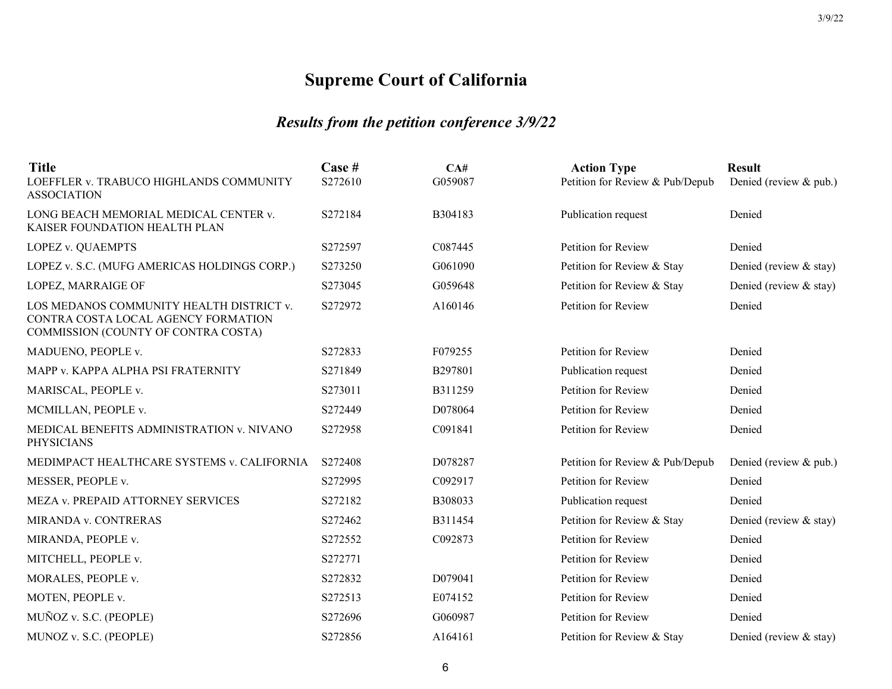# Supreme Court of California

## *Results from the petition conference 3/9/22*

| Title | Case # | CA# | Action Type | Result |
|---|---|---|---|---|
| LOEFFLER v. TRABUCO HIGHLANDS COMMUNITY ASSOCIATION | S272610 | G059087 | Petition for Review & Pub/Depub | Denied (review & pub.) |
| LONG BEACH MEMORIAL MEDICAL CENTER v. KAISER FOUNDATION HEALTH PLAN | S272184 | B304183 | Publication request | Denied |
| LOPEZ v. QUAEMPTS | S272597 | C087445 | Petition for Review | Denied |
| LOPEZ v. S.C. (MUFG AMERICAS HOLDINGS CORP.) | S273250 | G061090 | Petition for Review & Stay | Denied (review & stay) |
| LOPEZ, MARRAIGE OF | S273045 | G059648 | Petition for Review & Stay | Denied (review & stay) |
| LOS MEDANOS COMMUNITY HEALTH DISTRICT v. CONTRA COSTA LOCAL AGENCY FORMATION COMMISSION (COUNTY OF CONTRA COSTA) | S272972 | A160146 | Petition for Review | Denied |
| MADUENO, PEOPLE v. | S272833 | F079255 | Petition for Review | Denied |
| MAPP v. KAPPA ALPHA PSI FRATERNITY | S271849 | B297801 | Publication request | Denied |
| MARISCAL, PEOPLE v. | S273011 | B311259 | Petition for Review | Denied |
| MCMILLAN, PEOPLE v. | S272449 | D078064 | Petition for Review | Denied |
| MEDICAL BENEFITS ADMINISTRATION v. NIVANO PHYSICIANS | S272958 | C091841 | Petition for Review | Denied |
| MEDIMPACT HEALTHCARE SYSTEMS v. CALIFORNIA | S272408 | D078287 | Petition for Review & Pub/Depub | Denied (review & pub.) |
| MESSER, PEOPLE v. | S272995 | C092917 | Petition for Review | Denied |
| MEZA v. PREPAID ATTORNEY SERVICES | S272182 | B308033 | Publication request | Denied |
| MIRANDA v. CONTRERAS | S272462 | B311454 | Petition for Review & Stay | Denied (review & stay) |
| MIRANDA, PEOPLE v. | S272552 | C092873 | Petition for Review | Denied |
| MITCHELL, PEOPLE v. | S272771 | | Petition for Review | Denied |
| MORALES, PEOPLE v. | S272832 | D079041 | Petition for Review | Denied |
| MOTEN, PEOPLE v. | S272513 | E074152 | Petition for Review | Denied |
| MUÑOZ v. S.C. (PEOPLE) | S272696 | G060987 | Petition for Review | Denied |
| MUNOZ v. S.C. (PEOPLE) | S272856 | A164161 | Petition for Review & Stay | Denied (review & stay) |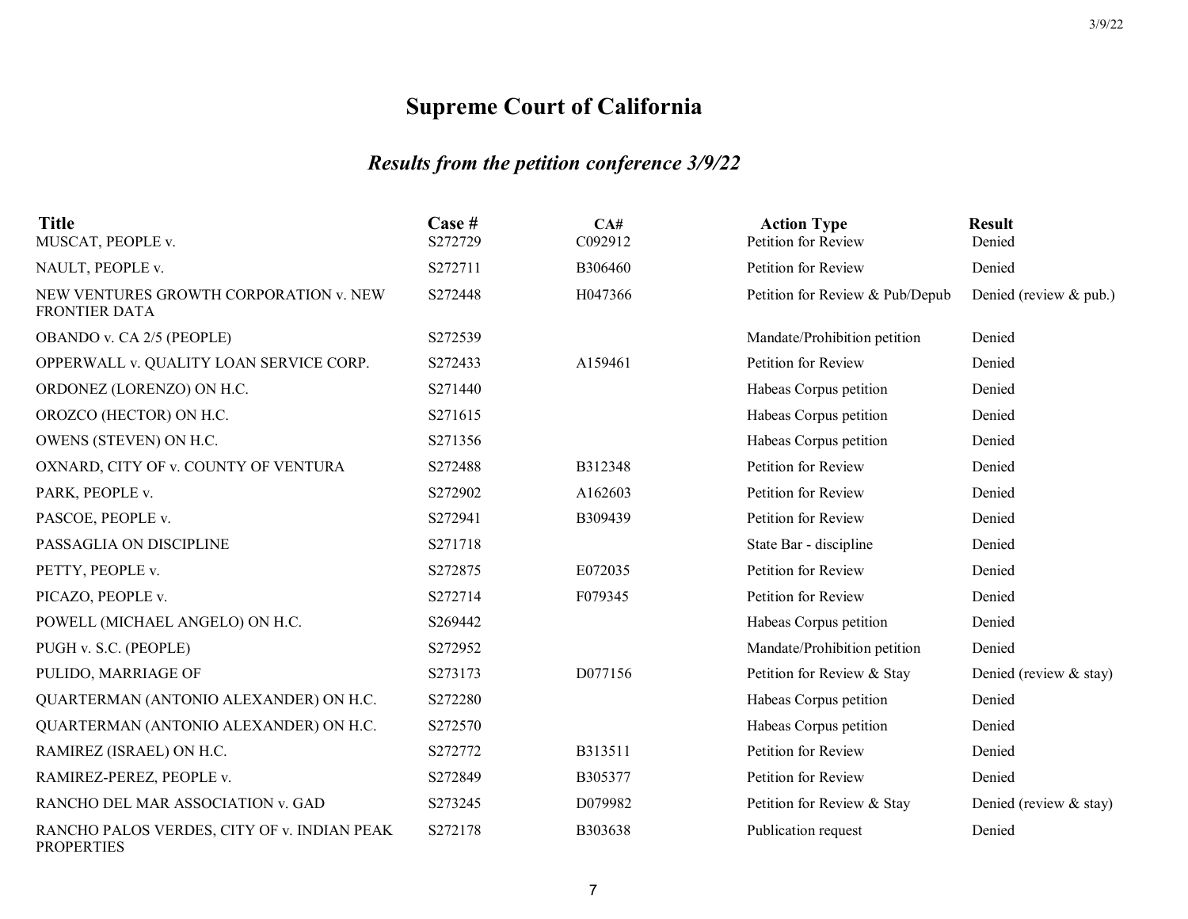# Supreme Court of California

## *Results from the petition conference 3/9/22*

| Title | Case # | CA# | Action Type | Result |
|---|---|---|---|---|
| MUSCAT, PEOPLE v. | S272729 | C092912 | Petition for Review | Denied |
| NAULT, PEOPLE v. | S272711 | B306460 | Petition for Review | Denied |
| NEW VENTURES GROWTH CORPORATION v. NEW FRONTIER DATA | S272448 | H047366 | Petition for Review & Pub/Depub | Denied (review & pub.) |
| OBANDO v. CA 2/5 (PEOPLE) | S272539 | | Mandate/Prohibition petition | Denied |
| OPPERWALL v. QUALITY LOAN SERVICE CORP. | S272433 | A159461 | Petition for Review | Denied |
| ORDONEZ (LORENZO) ON H.C. | S271440 | | Habeas Corpus petition | Denied |
| OROZCO (HECTOR) ON H.C. | S271615 | | Habeas Corpus petition | Denied |
| OWENS (STEVEN) ON H.C. | S271356 | | Habeas Corpus petition | Denied |
| OXNARD, CITY OF v. COUNTY OF VENTURA | S272488 | B312348 | Petition for Review | Denied |
| PARK, PEOPLE v. | S272902 | A162603 | Petition for Review | Denied |
| PASCOE, PEOPLE v. | S272941 | B309439 | Petition for Review | Denied |
| PASSAGLIA ON DISCIPLINE | S271718 | | State Bar - discipline | Denied |
| PETTY, PEOPLE v. | S272875 | E072035 | Petition for Review | Denied |
| PICAZO, PEOPLE v. | S272714 | F079345 | Petition for Review | Denied |
| POWELL (MICHAEL ANGELO) ON H.C. | S269442 | | Habeas Corpus petition | Denied |
| PUGH v. S.C. (PEOPLE) | S272952 | | Mandate/Prohibition petition | Denied |
| PULIDO, MARRIAGE OF | S273173 | D077156 | Petition for Review & Stay | Denied (review & stay) |
| QUARTERMAN (ANTONIO ALEXANDER) ON H.C. | S272280 | | Habeas Corpus petition | Denied |
| QUARTERMAN (ANTONIO ALEXANDER) ON H.C. | S272570 | | Habeas Corpus petition | Denied |
| RAMIREZ (ISRAEL) ON H.C. | S272772 | B313511 | Petition for Review | Denied |
| RAMIREZ-PEREZ, PEOPLE v. | S272849 | B305377 | Petition for Review | Denied |
| RANCHO DEL MAR ASSOCIATION v. GAD | S273245 | D079982 | Petition for Review & Stay | Denied (review & stay) |
| RANCHO PALOS VERDES, CITY OF v. INDIAN PEAK PROPERTIES | S272178 | B303638 | Publication request | Denied |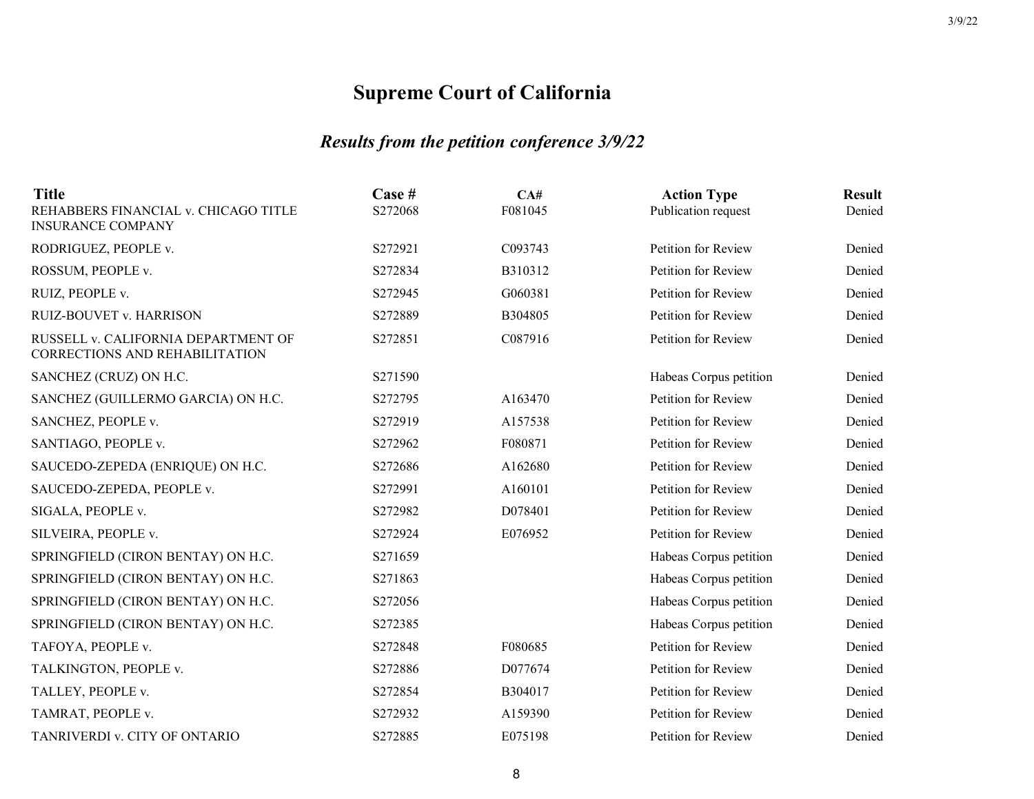# Supreme Court of California

## *Results from the petition conference 3/9/22*

| Title | Case # | CA# | Action Type | Result |
|---|---|---|---|---|
| REHABBERS FINANCIAL v. CHICAGO TITLE INSURANCE COMPANY | S272068 | F081045 | Publication request | Denied |
| RODRIGUEZ, PEOPLE v. | S272921 | C093743 | Petition for Review | Denied |
| ROSSUM, PEOPLE v. | S272834 | B310312 | Petition for Review | Denied |
| RUIZ, PEOPLE v. | S272945 | G060381 | Petition for Review | Denied |
| RUIZ-BOUVET v. HARRISON | S272889 | B304805 | Petition for Review | Denied |
| RUSSELL v. CALIFORNIA DEPARTMENT OF CORRECTIONS AND REHABILITATION | S272851 | C087916 | Petition for Review | Denied |
| SANCHEZ (CRUZ) ON H.C. | S271590 | | Habeas Corpus petition | Denied |
| SANCHEZ (GUILLERMO GARCIA) ON H.C. | S272795 | A163470 | Petition for Review | Denied |
| SANCHEZ, PEOPLE v. | S272919 | A157538 | Petition for Review | Denied |
| SANTIAGO, PEOPLE v. | S272962 | F080871 | Petition for Review | Denied |
| SAUCEDO-ZEPEDA (ENRIQUE) ON H.C. | S272686 | A162680 | Petition for Review | Denied |
| SAUCEDO-ZEPEDA, PEOPLE v. | S272991 | A160101 | Petition for Review | Denied |
| SIGALA, PEOPLE v. | S272982 | D078401 | Petition for Review | Denied |
| SILVEIRA, PEOPLE v. | S272924 | E076952 | Petition for Review | Denied |
| SPRINGFIELD (CIRON BENTAY) ON H.C. | S271659 | | Habeas Corpus petition | Denied |
| SPRINGFIELD (CIRON BENTAY) ON H.C. | S271863 | | Habeas Corpus petition | Denied |
| SPRINGFIELD (CIRON BENTAY) ON H.C. | S272056 | | Habeas Corpus petition | Denied |
| SPRINGFIELD (CIRON BENTAY) ON H.C. | S272385 | | Habeas Corpus petition | Denied |
| TAFOYA, PEOPLE v. | S272848 | F080685 | Petition for Review | Denied |
| TALKINGTON, PEOPLE v. | S272886 | D077674 | Petition for Review | Denied |
| TALLEY, PEOPLE v. | S272854 | B304017 | Petition for Review | Denied |
| TAMRAT, PEOPLE v. | S272932 | A159390 | Petition for Review | Denied |
| TANRIVERDI v. CITY OF ONTARIO | S272885 | E075198 | Petition for Review | Denied |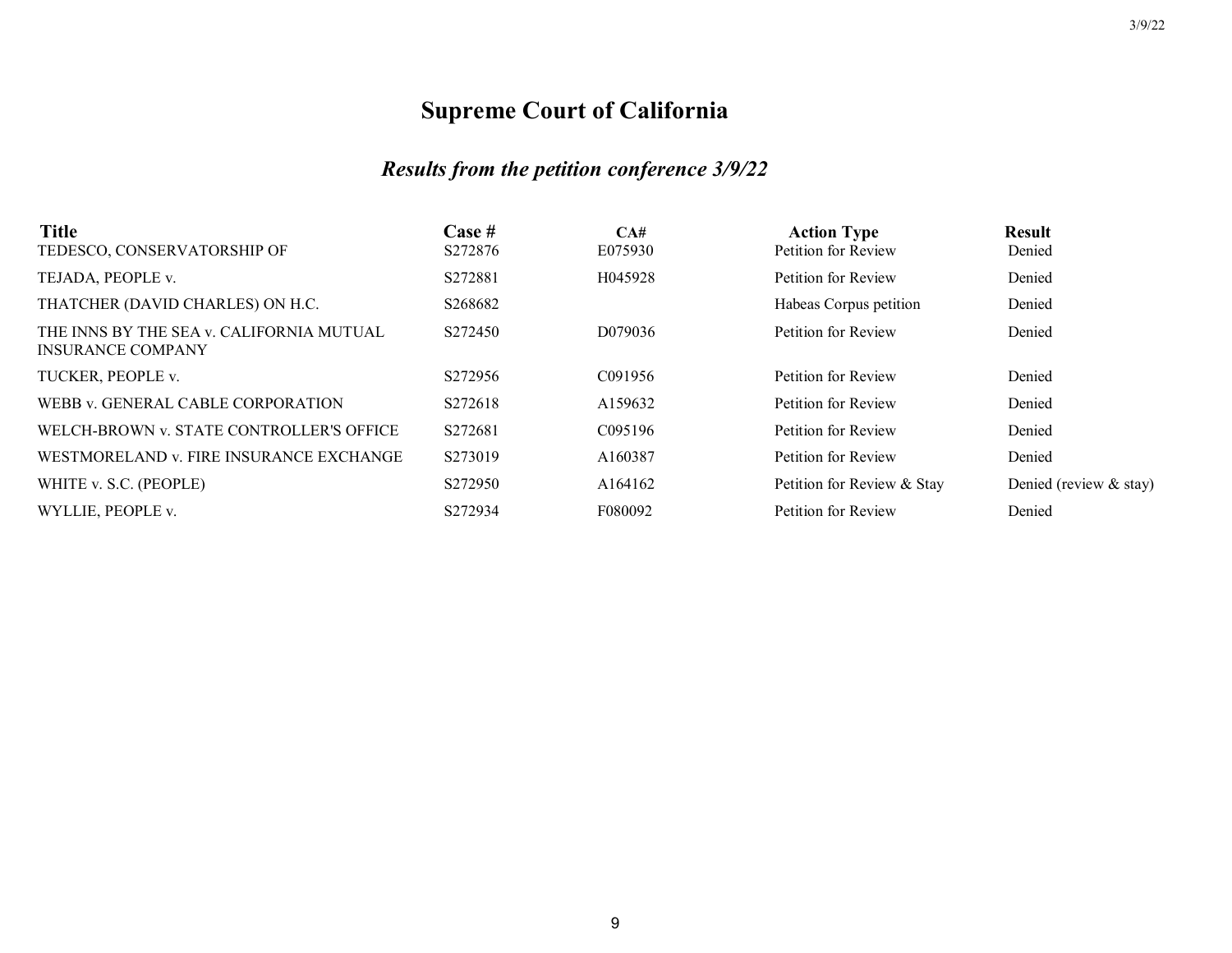# Supreme Court of California

## *Results from the petition conference 3/9/22*

| Title | Case # | CA# | Action Type | Result |
|---|---|---|---|---|
| TEDESCO, CONSERVATORSHIP OF | S272876 | E075930 | Petition for Review | Denied |
| TEJADA, PEOPLE v. | S272881 | H045928 | Petition for Review | Denied |
| THATCHER (DAVID CHARLES) ON H.C. | S268682 | | Habeas Corpus petition | Denied |
| THE INNS BY THE SEA v. CALIFORNIA MUTUAL INSURANCE COMPANY | S272450 | D079036 | Petition for Review | Denied |
| TUCKER, PEOPLE v. | S272956 | C091956 | Petition for Review | Denied |
| WEBB v. GENERAL CABLE CORPORATION | S272618 | A159632 | Petition for Review | Denied |
| WELCH-BROWN v. STATE CONTROLLER'S OFFICE | S272681 | C095196 | Petition for Review | Denied |
| WESTMORELAND v. FIRE INSURANCE EXCHANGE | S273019 | A160387 | Petition for Review | Denied |
| WHITE v. S.C. (PEOPLE) | S272950 | A164162 | Petition for Review & Stay | Denied (review & stay) |
| WYLLIE, PEOPLE v. | S272934 | F080092 | Petition for Review | Denied |